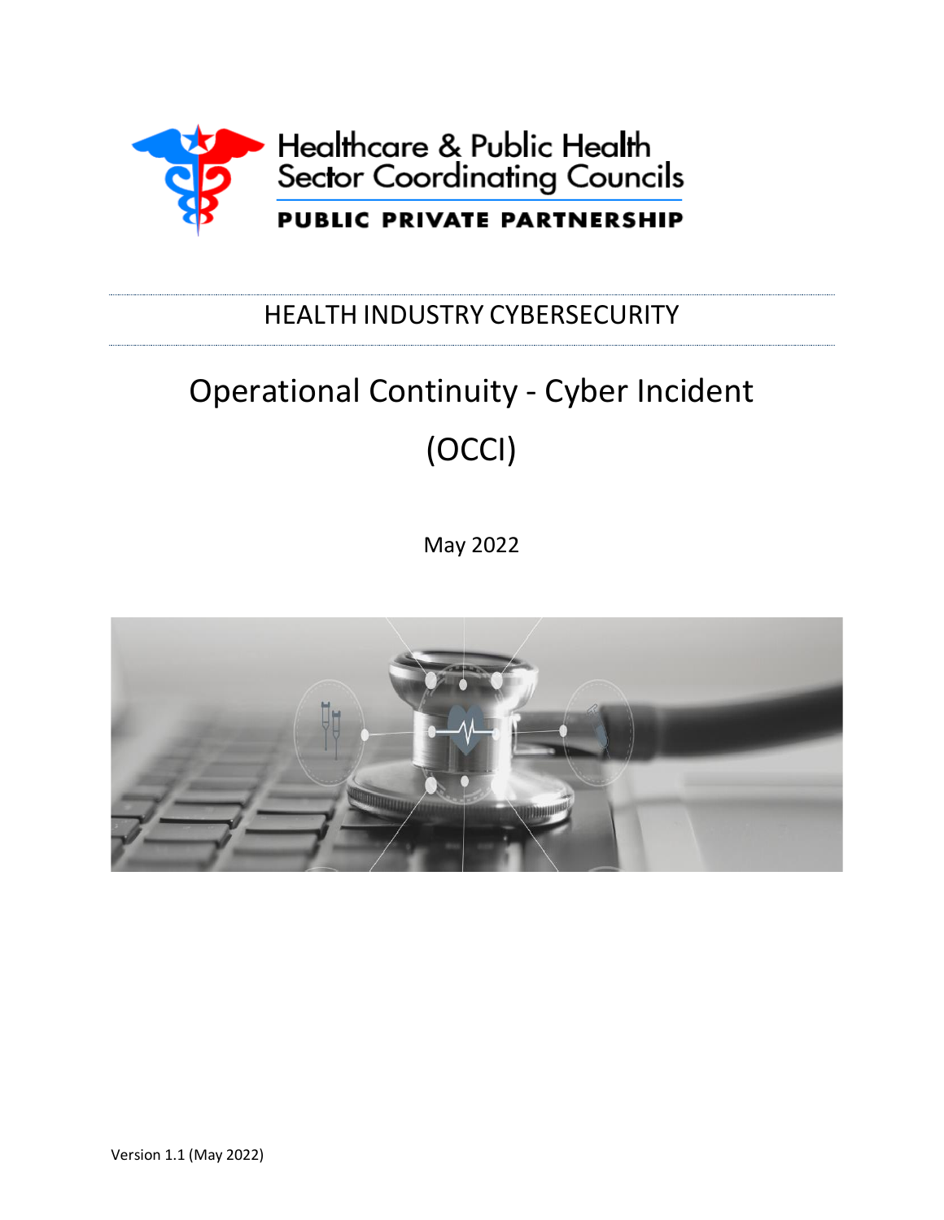Healthcare & Public Health
Sector Coordinating Councils

**PUBLIC PRIVATE PARTNERSHIP**

HEALTH INDUSTRY CYBERSECURITY

# Operational Continuity - Cyber Incident (OCCI)

May 2022

Version 1.1 (May 2022)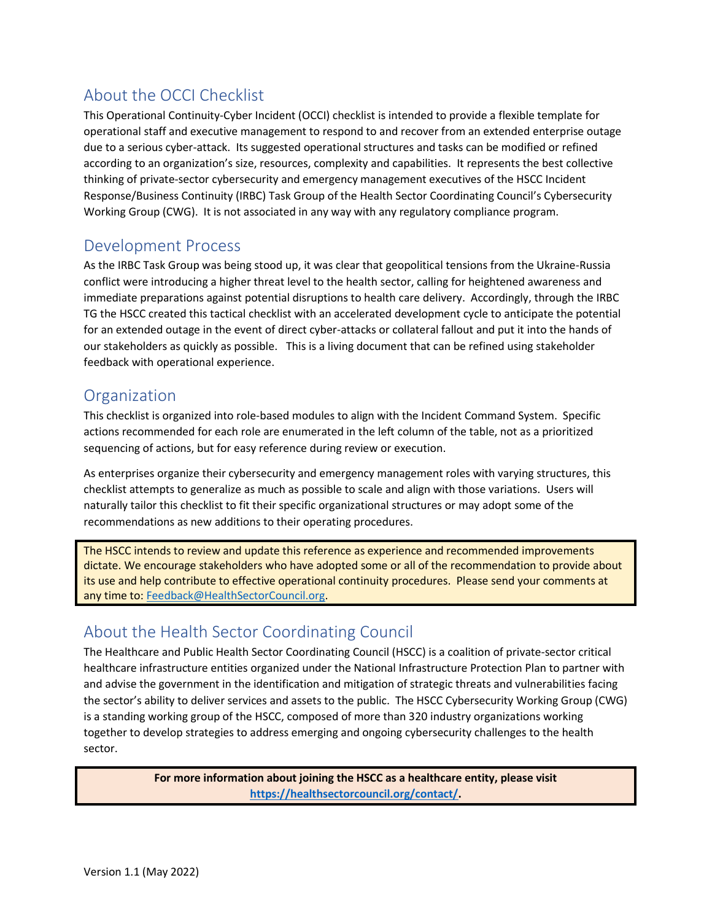## About the OCCI Checklist

This Operational Continuity-Cyber Incident (OCCI) checklist is intended to provide a flexible template for operational staff and executive management to respond to and recover from an extended enterprise outage due to a serious cyber-attack. Its suggested operational structures and tasks can be modified or refined according to an organization's size, resources, complexity and capabilities. It represents the best collective thinking of private-sector cybersecurity and emergency management executives of the HSCC Incident Response/Business Continuity (IRBC) Task Group of the Health Sector Coordinating Council's Cybersecurity Working Group (CWG). It is not associated in any way with any regulatory compliance program.

## Development Process

As the IRBC Task Group was being stood up, it was clear that geopolitical tensions from the Ukraine-Russia conflict were introducing a higher threat level to the health sector, calling for heightened awareness and immediate preparations against potential disruptions to health care delivery. Accordingly, through the IRBC TG the HSCC created this tactical checklist with an accelerated development cycle to anticipate the potential for an extended outage in the event of direct cyber-attacks or collateral fallout and put it into the hands of our stakeholders as quickly as possible. This is a living document that can be refined using stakeholder feedback with operational experience.

## Organization

This checklist is organized into role-based modules to align with the Incident Command System. Specific actions recommended for each role are enumerated in the left column of the table, not as a prioritized sequencing of actions, but for easy reference during review or execution.

As enterprises organize their cybersecurity and emergency management roles with varying structures, this checklist attempts to generalize as much as possible to scale and align with those variations. Users will naturally tailor this checklist to fit their specific organizational structures or may adopt some of the recommendations as new additions to their operating procedures.

> The HSCC intends to review and update this reference as experience and recommended improvements dictate. We encourage stakeholders who have adopted some or all of the recommendation to provide about its use and help contribute to effective operational continuity procedures. Please send your comments at any time to: [Feedback@HealthSectorCouncil.org](mailto:Feedback@HealthSectorCouncil.org).

## About the Health Sector Coordinating Council

The Healthcare and Public Health Sector Coordinating Council (HSCC) is a coalition of private-sector critical healthcare infrastructure entities organized under the National Infrastructure Protection Plan to partner with and advise the government in the identification and mitigation of strategic threats and vulnerabilities facing the sector's ability to deliver services and assets to the public. The HSCC Cybersecurity Working Group (CWG) is a standing working group of the HSCC, composed of more than 320 industry organizations working together to develop strategies to address emerging and ongoing cybersecurity challenges to the health sector.

> **For more information about joining the HSCC as a healthcare entity, please visit [https://healthsectorcouncil.org/contact/](https://healthsectorcouncil.org/contact/).**

Version 1.1 (May 2022)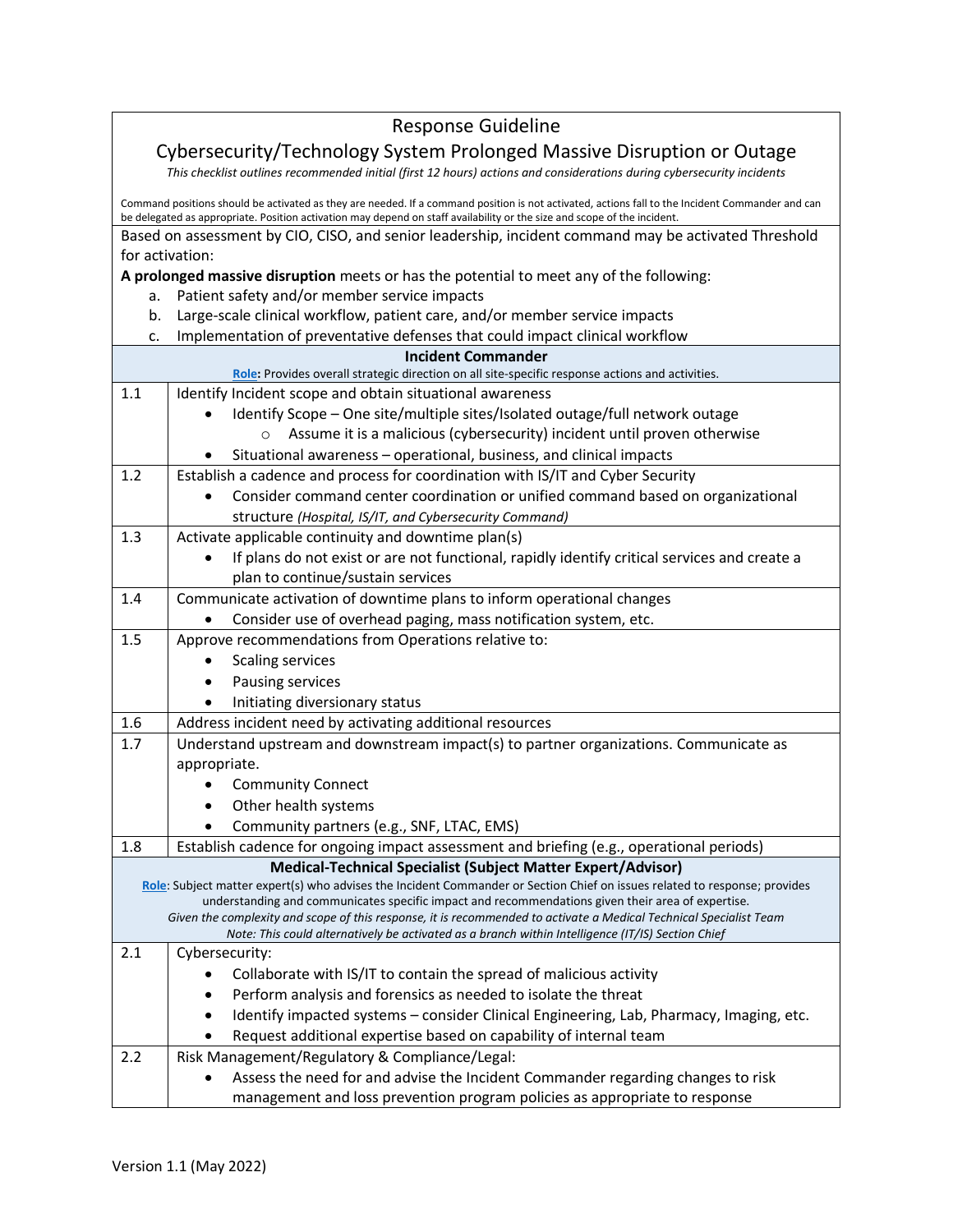# Response Guideline

## Cybersecurity/Technology System Prolonged Massive Disruption or Outage

*This checklist outlines recommended initial (first 12 hours) actions and considerations during cybersecurity incidents*

Command positions should be activated as they are needed. If a command position is not activated, actions fall to the Incident Commander and can be delegated as appropriate. Position activation may depend on staff availability or the size and scope of the incident.

Based on assessment by CIO, CISO, and senior leadership, incident command may be activated Threshold for activation:

**A prolonged massive disruption** meets or has the potential to meet any of the following:

a. Patient safety and/or member service impacts
b. Large-scale clinical workflow, patient care, and/or member service impacts
c. Implementation of preventative defenses that could impact clinical workflow

### Incident Commander

**Role:** Provides overall strategic direction on all site-specific response actions and activities.

| | |
|---|---|
| 1.1 | Identify Incident scope and obtain situational awareness<br>• Identify Scope – One site/multiple sites/Isolated outage/full network outage<br>    ○ Assume it is a malicious (cybersecurity) incident until proven otherwise<br>• Situational awareness – operational, business, and clinical impacts |
| 1.2 | Establish a cadence and process for coordination with IS/IT and Cyber Security<br>• Consider command center coordination or unified command based on organizational structure *(Hospital, IS/IT, and Cybersecurity Command)* |
| 1.3 | Activate applicable continuity and downtime plan(s)<br>• If plans do not exist or are not functional, rapidly identify critical services and create a plan to continue/sustain services |
| 1.4 | Communicate activation of downtime plans to inform operational changes<br>• Consider use of overhead paging, mass notification system, etc. |
| 1.5 | Approve recommendations from Operations relative to:<br>• Scaling services<br>• Pausing services<br>• Initiating diversionary status |
| 1.6 | Address incident need by activating additional resources |
| 1.7 | Understand upstream and downstream impact(s) to partner organizations. Communicate as appropriate.<br>• Community Connect<br>• Other health systems<br>• Community partners (e.g., SNF, LTAC, EMS) |
| 1.8 | Establish cadence for ongoing impact assessment and briefing (e.g., operational periods) |

### Medical-Technical Specialist (Subject Matter Expert/Advisor)

**Role**: Subject matter expert(s) who advises the Incident Commander or Section Chief on issues related to response; provides understanding and communicates specific impact and recommendations given their area of expertise.

*Given the complexity and scope of this response, it is recommended to activate a Medical Technical Specialist Team*

*Note: This could alternatively be activated as a branch within Intelligence (IT/IS) Section Chief*

| | |
|---|---|
| 2.1 | Cybersecurity:<br>• Collaborate with IS/IT to contain the spread of malicious activity<br>• Perform analysis and forensics as needed to isolate the threat<br>• Identify impacted systems – consider Clinical Engineering, Lab, Pharmacy, Imaging, etc.<br>• Request additional expertise based on capability of internal team |
| 2.2 | Risk Management/Regulatory & Compliance/Legal:<br>• Assess the need for and advise the Incident Commander regarding changes to risk management and loss prevention program policies as appropriate to response |

Version 1.1 (May 2022)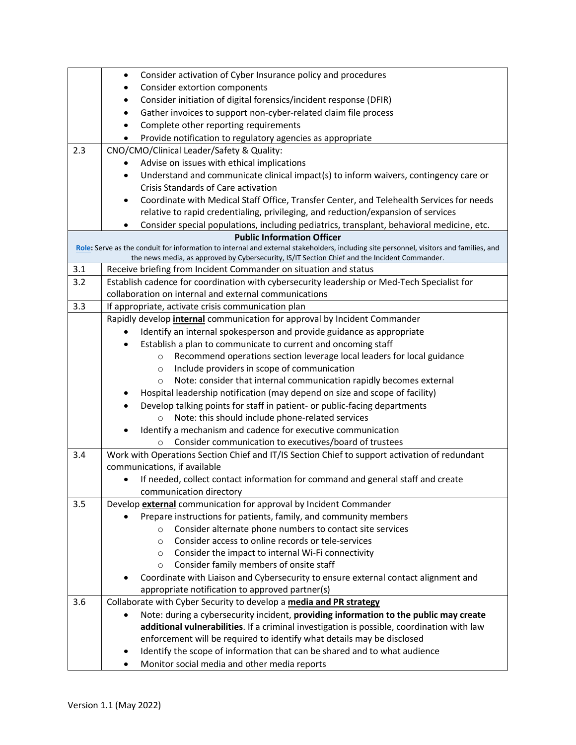| | |
|---|---|
| | • Consider activation of Cyber Insurance policy and procedures<br>• Consider extortion components<br>• Consider initiation of digital forensics/incident response (DFIR)<br>• Gather invoices to support non-cyber-related claim file process<br>• Complete other reporting requirements<br>• Provide notification to regulatory agencies as appropriate |
| 2.3 | CNO/CMO/Clinical Leader/Safety & Quality:<br>• Advise on issues with ethical implications<br>• Understand and communicate clinical impact(s) to inform waivers, contingency care or Crisis Standards of Care activation<br>• Coordinate with Medical Staff Office, Transfer Center, and Telehealth Services for needs relative to rapid credentialing, privileging, and reduction/expansion of services<br>• Consider special populations, including pediatrics, transplant, behavioral medicine, etc. |
| **Public Information Officer**<br>**Role:** Serve as the conduit for information to internal and external stakeholders, including site personnel, visitors and families, and the news media, as approved by Cybersecurity, IS/IT Section Chief and the Incident Commander. | |
| 3.1 | Receive briefing from Incident Commander on situation and status |
| 3.2 | Establish cadence for coordination with cybersecurity leadership or Med-Tech Specialist for collaboration on internal and external communications |
| 3.3 | If appropriate, activate crisis communication plan |
| | Rapidly develop **internal** communication for approval by Incident Commander<br>• Identify an internal spokesperson and provide guidance as appropriate<br>• Establish a plan to communicate to current and oncoming staff<br>&nbsp;&nbsp;&nbsp;&nbsp;○ Recommend operations section leverage local leaders for local guidance<br>&nbsp;&nbsp;&nbsp;&nbsp;○ Include providers in scope of communication<br>&nbsp;&nbsp;&nbsp;&nbsp;○ Note: consider that internal communication rapidly becomes external<br>• Hospital leadership notification (may depend on size and scope of facility)<br>• Develop talking points for staff in patient- or public-facing departments<br>&nbsp;&nbsp;&nbsp;&nbsp;○ Note: this should include phone-related services<br>• Identify a mechanism and cadence for executive communication<br>&nbsp;&nbsp;&nbsp;&nbsp;○ Consider communication to executives/board of trustees |
| 3.4 | Work with Operations Section Chief and IT/IS Section Chief to support activation of redundant communications, if available<br>• If needed, collect contact information for command and general staff and create communication directory |
| 3.5 | Develop **external** communication for approval by Incident Commander<br>• Prepare instructions for patients, family, and community members<br>&nbsp;&nbsp;&nbsp;&nbsp;○ Consider alternate phone numbers to contact site services<br>&nbsp;&nbsp;&nbsp;&nbsp;○ Consider access to online records or tele-services<br>&nbsp;&nbsp;&nbsp;&nbsp;○ Consider the impact to internal Wi-Fi connectivity<br>&nbsp;&nbsp;&nbsp;&nbsp;○ Consider family members of onsite staff<br>• Coordinate with Liaison and Cybersecurity to ensure external contact alignment and appropriate notification to approved partner(s) |
| 3.6 | Collaborate with Cyber Security to develop a **media and PR strategy**<br>• Note: during a cybersecurity incident, **providing information to the public may create additional vulnerabilities**. If a criminal investigation is possible, coordination with law enforcement will be required to identify what details may be disclosed<br>• Identify the scope of information that can be shared and to what audience<br>• Monitor social media and other media reports |

Version 1.1 (May 2022)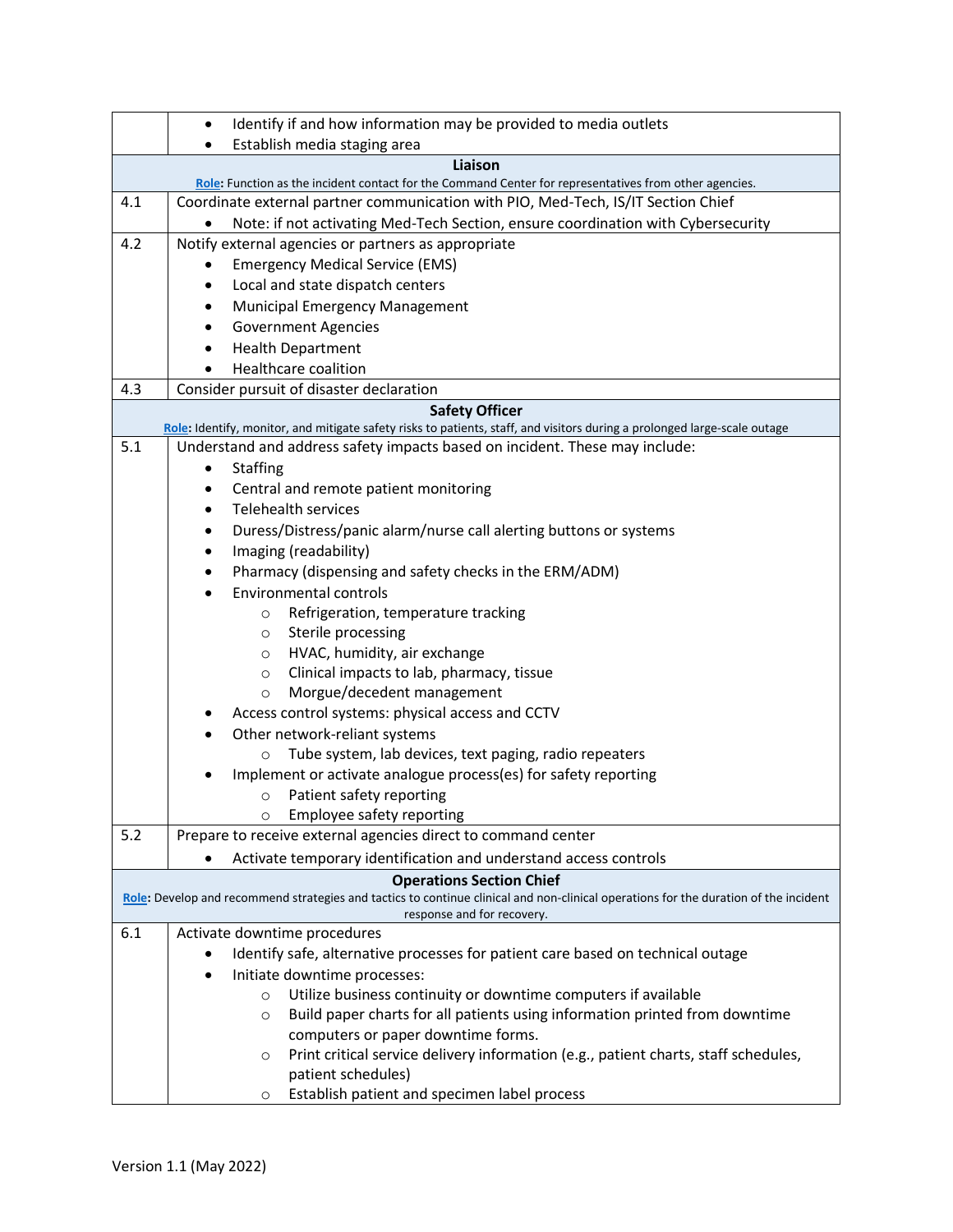| | |
|---|---|
| | • Identify if and how information may be provided to media outlets<br>• Establish media staging area |
| **Liaison**<br>**Role:** Function as the incident contact for the Command Center for representatives from other agencies. | |
| 4.1 | Coordinate external partner communication with PIO, Med-Tech, IS/IT Section Chief<br>• Note: if not activating Med-Tech Section, ensure coordination with Cybersecurity |
| 4.2 | Notify external agencies or partners as appropriate<br>• Emergency Medical Service (EMS)<br>• Local and state dispatch centers<br>• Municipal Emergency Management<br>• Government Agencies<br>• Health Department<br>• Healthcare coalition |
| 4.3 | Consider pursuit of disaster declaration |
| **Safety Officer**<br>**Role:** Identify, monitor, and mitigate safety risks to patients, staff, and visitors during a prolonged large-scale outage | |
| 5.1 | Understand and address safety impacts based on incident. These may include:<br>• Staffing<br>• Central and remote patient monitoring<br>• Telehealth services<br>• Duress/Distress/panic alarm/nurse call alerting buttons or systems<br>• Imaging (readability)<br>• Pharmacy (dispensing and safety checks in the ERM/ADM)<br>• Environmental controls<br>&nbsp;&nbsp;&nbsp;&nbsp;○ Refrigeration, temperature tracking<br>&nbsp;&nbsp;&nbsp;&nbsp;○ Sterile processing<br>&nbsp;&nbsp;&nbsp;&nbsp;○ HVAC, humidity, air exchange<br>&nbsp;&nbsp;&nbsp;&nbsp;○ Clinical impacts to lab, pharmacy, tissue<br>&nbsp;&nbsp;&nbsp;&nbsp;○ Morgue/decedent management<br>• Access control systems: physical access and CCTV<br>• Other network-reliant systems<br>&nbsp;&nbsp;&nbsp;&nbsp;○ Tube system, lab devices, text paging, radio repeaters<br>• Implement or activate analogue process(es) for safety reporting<br>&nbsp;&nbsp;&nbsp;&nbsp;○ Patient safety reporting<br>&nbsp;&nbsp;&nbsp;&nbsp;○ Employee safety reporting |
| 5.2 | Prepare to receive external agencies direct to command center<br>• Activate temporary identification and understand access controls |
| **Operations Section Chief**<br>**Role:** Develop and recommend strategies and tactics to continue clinical and non-clinical operations for the duration of the incident response and for recovery. | |
| 6.1 | Activate downtime procedures<br>• Identify safe, alternative processes for patient care based on technical outage<br>• Initiate downtime processes:<br>&nbsp;&nbsp;&nbsp;&nbsp;○ Utilize business continuity or downtime computers if available<br>&nbsp;&nbsp;&nbsp;&nbsp;○ Build paper charts for all patients using information printed from downtime computers or paper downtime forms.<br>&nbsp;&nbsp;&nbsp;&nbsp;○ Print critical service delivery information (e.g., patient charts, staff schedules, patient schedules)<br>&nbsp;&nbsp;&nbsp;&nbsp;○ Establish patient and specimen label process |

Version 1.1 (May 2022)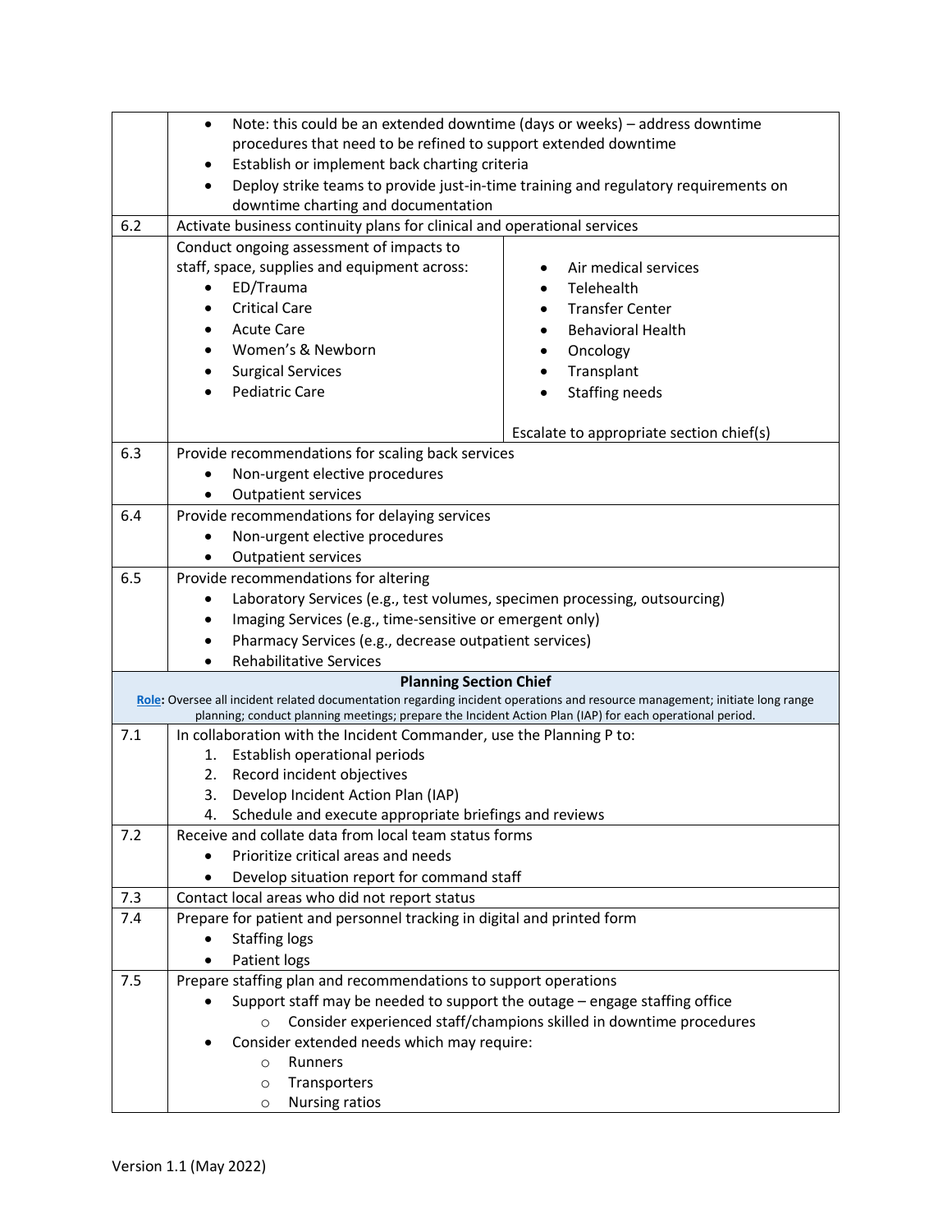| | |
|---|---|
| | • Note: this could be an extended downtime (days or weeks) – address downtime procedures that need to be refined to support extended downtime<br>• Establish or implement back charting criteria<br>• Deploy strike teams to provide just-in-time training and regulatory requirements on downtime charting and documentation |
| 6.2 | Activate business continuity plans for clinical and operational services |
| | Conduct ongoing assessment of impacts to staff, space, supplies and equipment across:<br>• ED/Trauma<br>• Critical Care<br>• Acute Care<br>• Women's & Newborn<br>• Surgical Services<br>• Pediatric Care<br>• Air medical services<br>• Telehealth<br>• Transfer Center<br>• Behavioral Health<br>• Oncology<br>• Transplant<br>• Staffing needs<br><br>Escalate to appropriate section chief(s) |
| 6.3 | Provide recommendations for scaling back services<br>• Non-urgent elective procedures<br>• Outpatient services |
| 6.4 | Provide recommendations for delaying services<br>• Non-urgent elective procedures<br>• Outpatient services |
| 6.5 | Provide recommendations for altering<br>• Laboratory Services (e.g., test volumes, specimen processing, outsourcing)<br>• Imaging Services (e.g., time-sensitive or emergent only)<br>• Pharmacy Services (e.g., decrease outpatient services)<br>• Rehabilitative Services |
| | **Planning Section Chief**<br>**Role:** Oversee all incident related documentation regarding incident operations and resource management; initiate long range planning; conduct planning meetings; prepare the Incident Action Plan (IAP) for each operational period. |
| 7.1 | In collaboration with the Incident Commander, use the Planning P to:<br>1. Establish operational periods<br>2. Record incident objectives<br>3. Develop Incident Action Plan (IAP)<br>4. Schedule and execute appropriate briefings and reviews |
| 7.2 | Receive and collate data from local team status forms<br>• Prioritize critical areas and needs<br>• Develop situation report for command staff |
| 7.3 | Contact local areas who did not report status |
| 7.4 | Prepare for patient and personnel tracking in digital and printed form<br>• Staffing logs<br>• Patient logs |
| 7.5 | Prepare staffing plan and recommendations to support operations<br>• Support staff may be needed to support the outage – engage staffing office<br>&nbsp;&nbsp;&nbsp;&nbsp;○ Consider experienced staff/champions skilled in downtime procedures<br>• Consider extended needs which may require:<br>&nbsp;&nbsp;&nbsp;&nbsp;○ Runners<br>&nbsp;&nbsp;&nbsp;&nbsp;○ Transporters<br>&nbsp;&nbsp;&nbsp;&nbsp;○ Nursing ratios |

Version 1.1 (May 2022)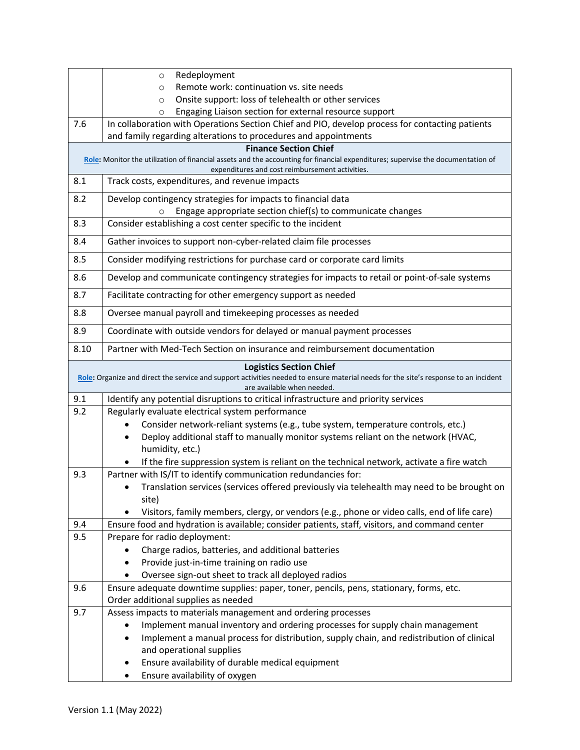| | |
|---|---|
| | ○ Redeployment<br>○ Remote work: continuation vs. site needs<br>○ Onsite support: loss of telehealth or other services<br>○ Engaging Liaison section for external resource support |
| 7.6 | In collaboration with Operations Section Chief and PIO, develop process for contacting patients and family regarding alterations to procedures and appointments |
| **Finance Section Chief**<br>**Role:** Monitor the utilization of financial assets and the accounting for financial expenditures; supervise the documentation of expenditures and cost reimbursement activities. | |
| 8.1 | Track costs, expenditures, and revenue impacts |
| 8.2 | Develop contingency strategies for impacts to financial data<br>○ Engage appropriate section chief(s) to communicate changes |
| 8.3 | Consider establishing a cost center specific to the incident |
| 8.4 | Gather invoices to support non-cyber-related claim file processes |
| 8.5 | Consider modifying restrictions for purchase card or corporate card limits |
| 8.6 | Develop and communicate contingency strategies for impacts to retail or point-of-sale systems |
| 8.7 | Facilitate contracting for other emergency support as needed |
| 8.8 | Oversee manual payroll and timekeeping processes as needed |
| 8.9 | Coordinate with outside vendors for delayed or manual payment processes |
| 8.10 | Partner with Med-Tech Section on insurance and reimbursement documentation |
| **Logistics Section Chief**<br>**Role:** Organize and direct the service and support activities needed to ensure material needs for the site's response to an incident are available when needed. | |
| 9.1 | Identify any potential disruptions to critical infrastructure and priority services |
| 9.2 | Regularly evaluate electrical system performance<br>• Consider network-reliant systems (e.g., tube system, temperature controls, etc.)<br>• Deploy additional staff to manually monitor systems reliant on the network (HVAC, humidity, etc.)<br>• If the fire suppression system is reliant on the technical network, activate a fire watch |
| 9.3 | Partner with IS/IT to identify communication redundancies for:<br>• Translation services (services offered previously via telehealth may need to be brought on site)<br>• Visitors, family members, clergy, or vendors (e.g., phone or video calls, end of life care) |
| 9.4 | Ensure food and hydration is available; consider patients, staff, visitors, and command center |
| 9.5 | Prepare for radio deployment:<br>• Charge radios, batteries, and additional batteries<br>• Provide just-in-time training on radio use<br>• Oversee sign-out sheet to track all deployed radios |
| 9.6 | Ensure adequate downtime supplies: paper, toner, pencils, pens, stationary, forms, etc.<br>Order additional supplies as needed |
| 9.7 | Assess impacts to materials management and ordering processes<br>• Implement manual inventory and ordering processes for supply chain management<br>• Implement a manual process for distribution, supply chain, and redistribution of clinical and operational supplies<br>• Ensure availability of durable medical equipment<br>• Ensure availability of oxygen |

Version 1.1 (May 2022)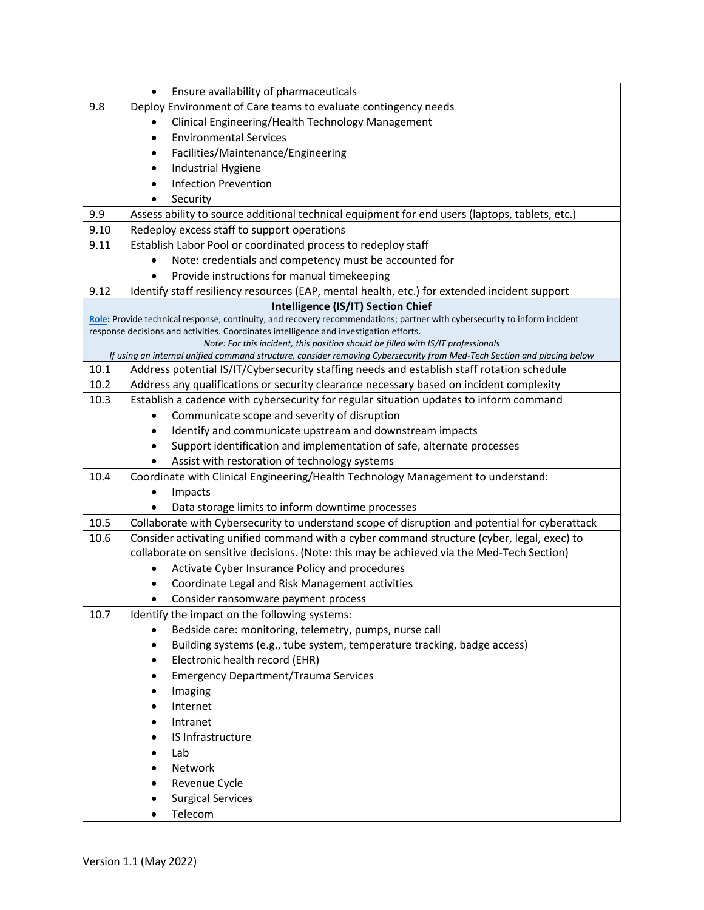| | |
|---|---|
| | • Ensure availability of pharmaceuticals |
| 9.8 | Deploy Environment of Care teams to evaluate contingency needs<br>• Clinical Engineering/Health Technology Management<br>• Environmental Services<br>• Facilities/Maintenance/Engineering<br>• Industrial Hygiene<br>• Infection Prevention<br>• Security |
| 9.9 | Assess ability to source additional technical equipment for end users (laptops, tablets, etc.) |
| 9.10 | Redeploy excess staff to support operations |
| 9.11 | Establish Labor Pool or coordinated process to redeploy staff<br>• Note: credentials and competency must be accounted for<br>• Provide instructions for manual timekeeping |
| 9.12 | Identify staff resiliency resources (EAP, mental health, etc.) for extended incident support |
| | **Intelligence (IS/IT) Section Chief**<br>**Role:** Provide technical response, continuity, and recovery recommendations; partner with cybersecurity to inform incident response decisions and activities. Coordinates intelligence and investigation efforts.<br>*Note: For this incident, this position should be filled with IS/IT professionals*<br>*If using an internal unified command structure, consider removing Cybersecurity from Med-Tech Section and placing below* |
| 10.1 | Address potential IS/IT/Cybersecurity staffing needs and establish staff rotation schedule |
| 10.2 | Address any qualifications or security clearance necessary based on incident complexity |
| 10.3 | Establish a cadence with cybersecurity for regular situation updates to inform command<br>• Communicate scope and severity of disruption<br>• Identify and communicate upstream and downstream impacts<br>• Support identification and implementation of safe, alternate processes<br>• Assist with restoration of technology systems |
| 10.4 | Coordinate with Clinical Engineering/Health Technology Management to understand:<br>• Impacts<br>• Data storage limits to inform downtime processes |
| 10.5 | Collaborate with Cybersecurity to understand scope of disruption and potential for cyberattack |
| 10.6 | Consider activating unified command with a cyber command structure (cyber, legal, exec) to collaborate on sensitive decisions. (Note: this may be achieved via the Med-Tech Section)<br>• Activate Cyber Insurance Policy and procedures<br>• Coordinate Legal and Risk Management activities<br>• Consider ransomware payment process |
| 10.7 | Identify the impact on the following systems:<br>• Bedside care: monitoring, telemetry, pumps, nurse call<br>• Building systems (e.g., tube system, temperature tracking, badge access)<br>• Electronic health record (EHR)<br>• Emergency Department/Trauma Services<br>• Imaging<br>• Internet<br>• Intranet<br>• IS Infrastructure<br>• Lab<br>• Network<br>• Revenue Cycle<br>• Surgical Services<br>• Telecom |

Version 1.1 (May 2022)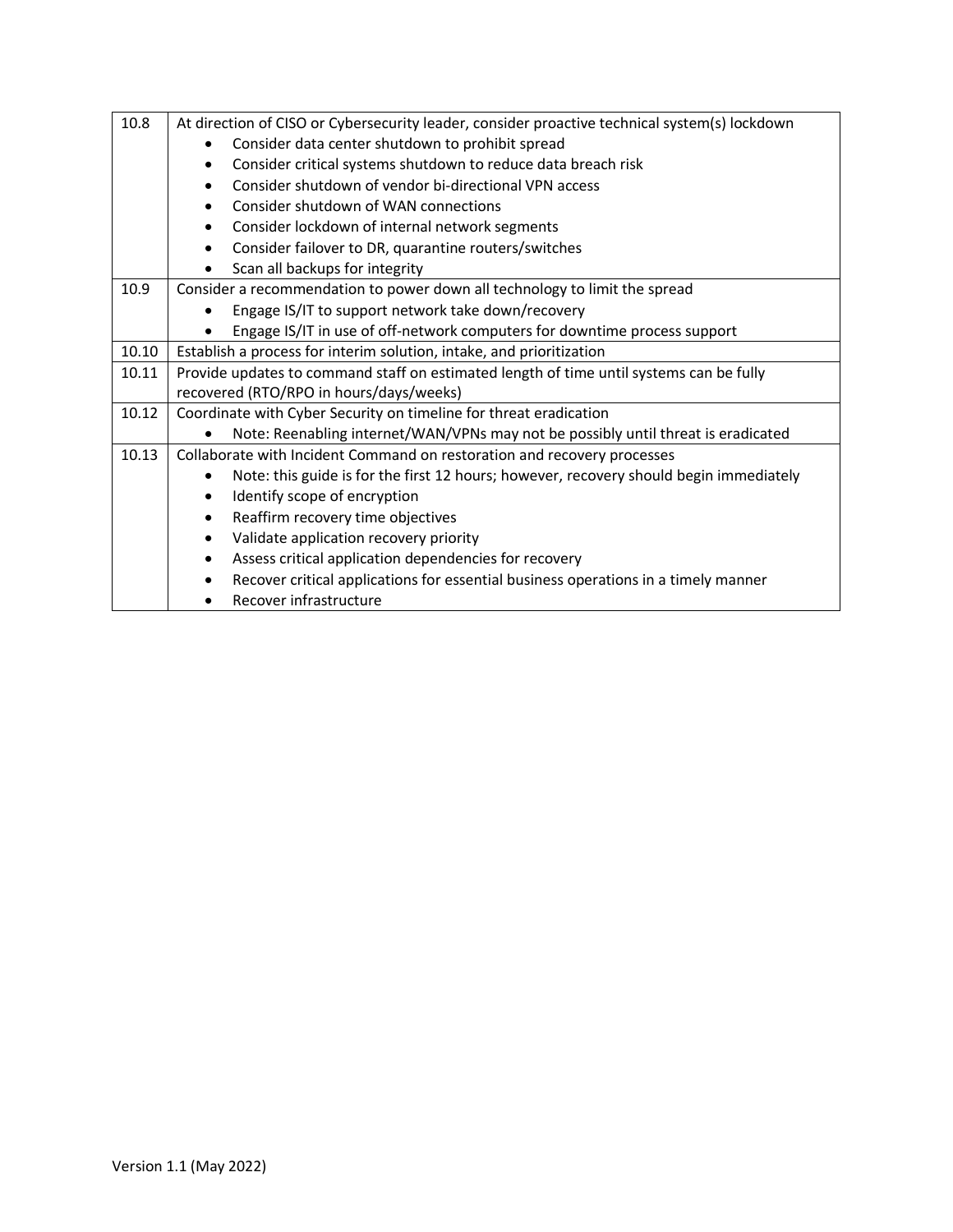| | |
|---|---|
| 10.8 | At direction of CISO or Cybersecurity leader, consider proactive technical system(s) lockdown<br>• Consider data center shutdown to prohibit spread<br>• Consider critical systems shutdown to reduce data breach risk<br>• Consider shutdown of vendor bi-directional VPN access<br>• Consider shutdown of WAN connections<br>• Consider lockdown of internal network segments<br>• Consider failover to DR, quarantine routers/switches<br>• Scan all backups for integrity |
| 10.9 | Consider a recommendation to power down all technology to limit the spread<br>• Engage IS/IT to support network take down/recovery<br>• Engage IS/IT in use of off-network computers for downtime process support |
| 10.10 | Establish a process for interim solution, intake, and prioritization |
| 10.11 | Provide updates to command staff on estimated length of time until systems can be fully recovered (RTO/RPO in hours/days/weeks) |
| 10.12 | Coordinate with Cyber Security on timeline for threat eradication<br>• Note: Reenabling internet/WAN/VPNs may not be possibly until threat is eradicated |
| 10.13 | Collaborate with Incident Command on restoration and recovery processes<br>• Note: this guide is for the first 12 hours; however, recovery should begin immediately<br>• Identify scope of encryption<br>• Reaffirm recovery time objectives<br>• Validate application recovery priority<br>• Assess critical application dependencies for recovery<br>• Recover critical applications for essential business operations in a timely manner<br>• Recover infrastructure |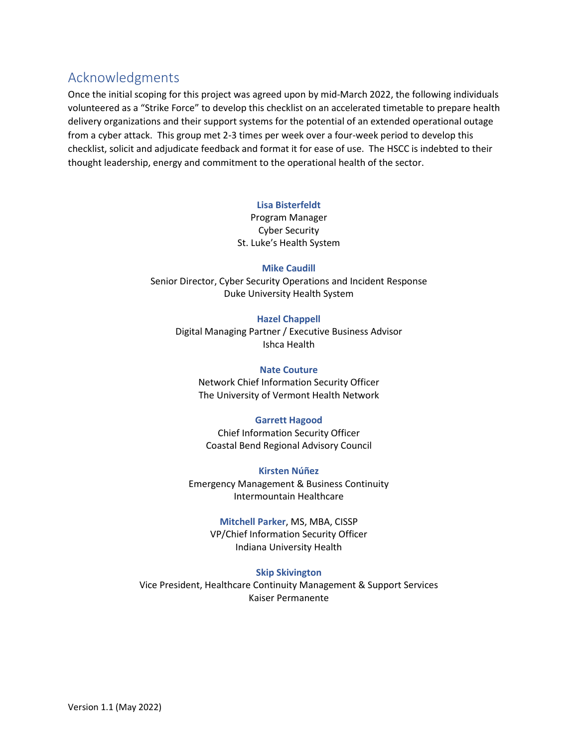## Acknowledgments

Once the initial scoping for this project was agreed upon by mid-March 2022, the following individuals volunteered as a "Strike Force" to develop this checklist on an accelerated timetable to prepare health delivery organizations and their support systems for the potential of an extended operational outage from a cyber attack. This group met 2-3 times per week over a four-week period to develop this checklist, solicit and adjudicate feedback and format it for ease of use. The HSCC is indebted to their thought leadership, energy and commitment to the operational health of the sector.

**Lisa Bisterfeldt**
Program Manager
Cyber Security
St. Luke's Health System

**Mike Caudill**
Senior Director, Cyber Security Operations and Incident Response
Duke University Health System

**Hazel Chappell**
Digital Managing Partner / Executive Business Advisor
Ishca Health

**Nate Couture**
Network Chief Information Security Officer
The University of Vermont Health Network

**Garrett Hagood**
Chief Information Security Officer
Coastal Bend Regional Advisory Council

**Kirsten Núñez**
Emergency Management & Business Continuity
Intermountain Healthcare

**Mitchell Parker**, MS, MBA, CISSP
VP/Chief Information Security Officer
Indiana University Health

**Skip Skivington**
Vice President, Healthcare Continuity Management & Support Services
Kaiser Permanente

Version 1.1 (May 2022)